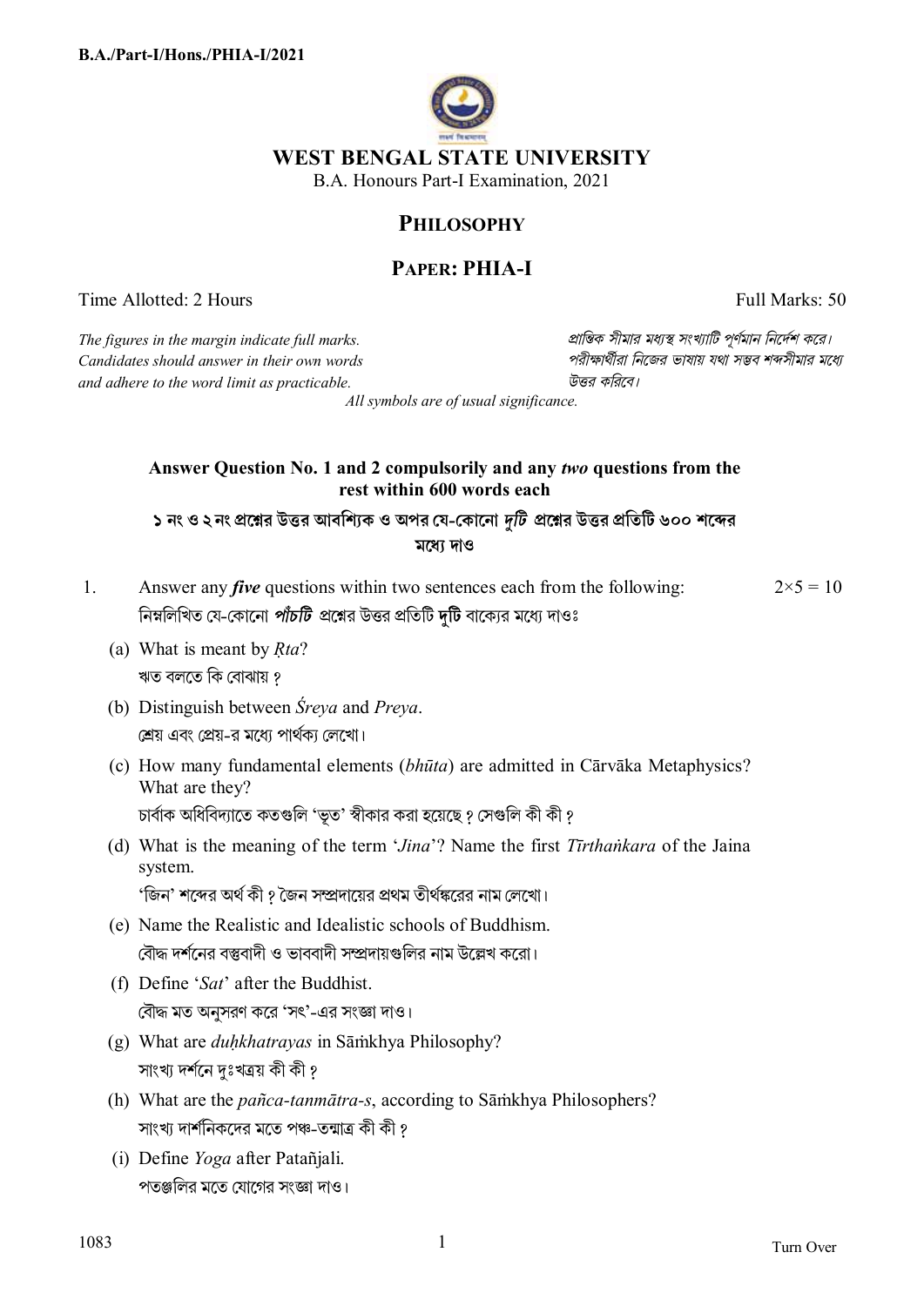# WEST BENGAL STATE UNIVERSITY

B.A. Honours Part-I Examination, 2021

## PHILOSOPHY

## PAPER: PHIA-I

Time Allotted: 2 Hours Full Marks: 50

*The figures in the margin indicate full marks.*
*Candidates should answer in their own words and adhere to the word limit as practicable.*

*প্রান্তিক সীমার মধ্যস্থ সংখ্যাটি পূর্ণমান নির্দেশ করে।*
*পরীক্ষার্থীরা নিজের ভাষায় যথা সম্ভব শব্দসীমার মধ্যে উত্তর করিবে।*

*All symbols are of usual significance.*

**Answer Question No. 1 and 2 compulsorily and any *two* questions from the rest within 600 words each**

**১ নং ও ২ নং প্রশ্নের উত্তর আবশ্যিক ও অপর যে-কোনো *দুটি* প্রশ্নের উত্তর প্রতিটি ৬০০ শব্দের মধ্যে দাও**

1. Answer any ***five*** questions within two sentences each from the following: $2\times5 = 10$

   নিম্নলিখিত যে-কোনো ***পাঁচটি*** প্রশ্নের উত্তর প্রতিটি **দুটি** বাক্যের মধ্যে দাওঃ

   (a) What is meant by *Ṛta*?
   ঋত বলতে কি বোঝায় ?

   (b) Distinguish between *Śreya* and *Preya*.
   শ্রেয় এবং প্রেয়-র মধ্যে পার্থক্য লেখো।

   (c) How many fundamental elements (*bhūta*) are admitted in Cārvāka Metaphysics? What are they?
   চার্বাক অধিবিদ্যাতে কতগুলি 'ভূত' স্বীকার করা হয়েছে ? সেগুলি কী কী ?

   (d) What is the meaning of the term '*Jina*'? Name the first *Tīrthaṅkara* of the Jaina system.
   'জিন' শব্দের অর্থ কী ? জৈন সম্প্রদায়ের প্রথম তীর্থঙ্করের নাম লেখো।

   (e) Name the Realistic and Idealistic schools of Buddhism.
   বৌদ্ধ দর্শনের বস্তুবাদী ও ভাববাদী সম্প্রদায়গুলির নাম উল্লেখ করো।

   (f) Define '*Sat*' after the Buddhist.
   বৌদ্ধ মত অনুসরণ করে 'সৎ'-এর সংজ্ঞা দাও।

   (g) What are *duḥkhatrayas* in Sāṁkhya Philosophy?
   সাংখ্য দর্শনে দুঃখত্রয় কী কী ?

   (h) What are the *pañca-tanmātra-s*, according to Sāṁkhya Philosophers?
   সাংখ্য দার্শনিকদের মতে পঞ্চ-তন্মাত্র কী কী ?

   (i) Define *Yoga* after Patañjali.
   পতঞ্জলির মতে যোগের সংজ্ঞা দাও।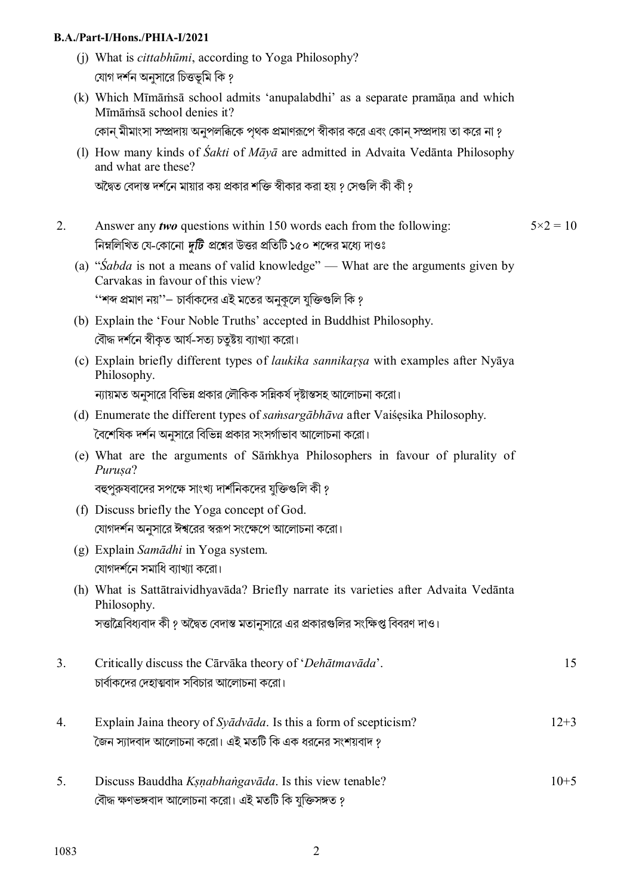(j) What is *cittabhūmi*, according to Yoga Philosophy?
যোগ দর্শন অনুসারে চিত্তভূমি কি ?

(k) Which Mīmāṁsā school admits 'anupalabdhi' as a separate pramāṇa and which Mīmāṁsā school denies it?
কোন্ মীমাংসা সম্প্রদায় অনুপলব্ধিকে পৃথক প্রমাণরূপে স্বীকার করে এবং কোন্ সম্প্রদায় তা করে না ?

(l) How many kinds of *Śakti* of *Māyā* are admitted in Advaita Vedānta Philosophy and what are these?
অদ্বৈত বেদান্ত দর্শনে মায়ার কয় প্রকার শক্তি স্বীকার করা হয় ? সেগুলি কী কী ?

2. Answer any ***two*** questions within 150 words each from the following: $5 \times 2 = 10$
নিম্নলিখিত যে-কোনো ***দুটি*** প্রশ্নের উত্তর প্রতিটি ১৫০ শব্দের মধ্যে দাওঃ

(a) "*Śabda* is not a means of valid knowledge" — What are the arguments given by Carvakas in favour of this view?
''শব্দ প্রমাণ নয়''– চার্বাকদের এই মতের অনুকূলে যুক্তিগুলি কি ?

(b) Explain the 'Four Noble Truths' accepted in Buddhist Philosophy.
বৌদ্ধ দর্শনে স্বীকৃত আর্য-সত্য চতুষ্টয় ব্যাখ্যা করো।

(c) Explain briefly different types of *laukika sannikarṣa* with examples after Nyāya Philosophy.
ন্যায়মত অনুসারে বিভিন্ন প্রকার লৌকিক সন্নিকর্ষ দৃষ্টান্তসহ আলোচনা করো।

(d) Enumerate the different types of *saṁsargābhāva* after Vaiśeṣika Philosophy.
বৈশেষিক দর্শন অনুসারে বিভিন্ন প্রকার সংসর্গাভাব আলোচনা করো।

(e) What are the arguments of Sāṁkhya Philosophers in favour of plurality of *Puruṣa*?
বহুপুরুষবাদের সপক্ষে সাংখ্য দার্শনিকদের যুক্তিগুলি কী ?

(f) Discuss briefly the Yoga concept of God.
যোগদর্শন অনুসারে ঈশ্বরের স্বরূপ সংক্ষেপে আলোচনা করো।

(g) Explain *Samādhi* in Yoga system.
যোগদর্শনে সমাধি ব্যাখ্যা করো।

(h) What is Sattātraividhyavāda? Briefly narrate its varieties after Advaita Vedānta Philosophy.
সত্তাত্রৈবিধ্যবাদ কী ? অদ্বৈত বেদান্ত মতানুসারে এর প্রকারগুলির সংক্ষিপ্ত বিবরণ দাও।

3. Critically discuss the Cārvāka theory of '*Dehātmavāda*'. 15
চার্বাকদের দেহাত্মবাদ সবিচার আলোচনা করো।

4. Explain Jaina theory of *Syādvāda*. Is this a form of scepticism? 12+3
জৈন স্যাদবাদ আলোচনা করো। এই মতটি কি এক ধরনের সংশয়বাদ ?

5. Discuss Bauddha *Kṣṇabhaṅgavāda*. Is this view tenable? 10+5
বৌদ্ধ ক্ষণভঙ্গবাদ আলোচনা করো। এই মতটি কি যুক্তিসঙ্গত ?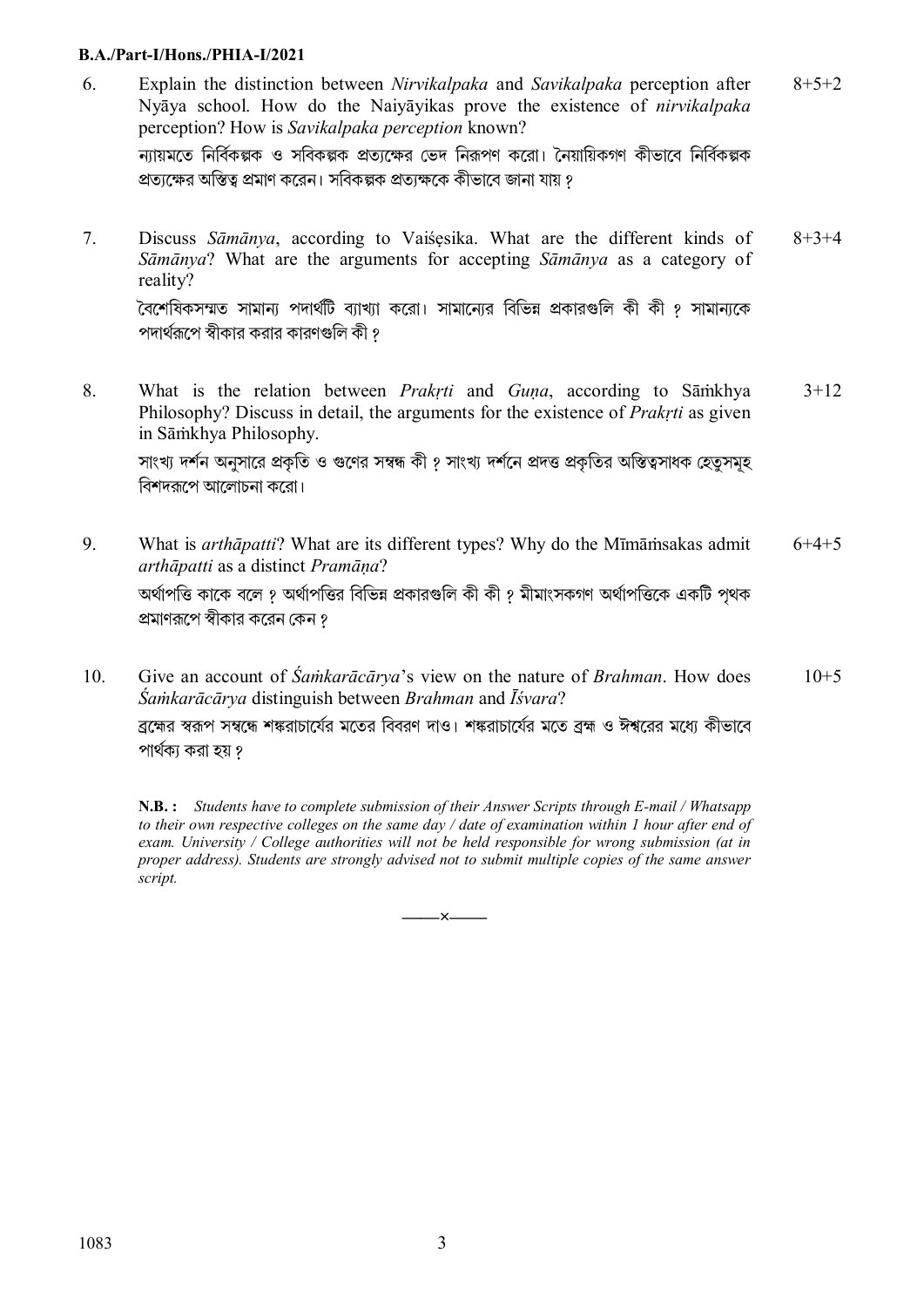6. Explain the distinction between *Nirvikalpaka* and *Savikalpaka* perception after Nyāya school. How do the Naiyāyikas prove the existence of *nirvikalpaka* perception? How is *Savikalpaka perception* known? 8+5+2

   ন্যায়মতে নির্বিকল্পক ও সবিকল্পক প্রত্যক্ষের ভেদ নিরূপণ করো। নৈয়ায়িকগণ কীভাবে নির্বিকল্পক প্রত্যক্ষের অস্তিত্ব প্রমাণ করেন। সবিকল্পক প্রত্যক্ষকে কীভাবে জানা যায় ?

7. Discuss *Sāmānya*, according to Vaiśeṣika. What are the different kinds of *Sāmānya*? What are the arguments for accepting *Sāmānya* as a category of reality? 8+3+4

   বৈশেষিকসম্মত সামান্য পদার্থটি ব্যাখ্যা করো। সামান্যের বিভিন্ন প্রকারগুলি কী কী ? সামান্যকে পদার্থরূপে স্বীকার করার কারণগুলি কী ?

8. What is the relation between *Prakṛti* and *Guṇa*, according to Sāṁkhya Philosophy? Discuss in detail, the arguments for the existence of *Prakṛti* as given in Sāṁkhya Philosophy. 3+12

   সাংখ্য দর্শন অনুসারে প্রকৃতি ও গুণের সম্বন্ধ কী ? সাংখ্য দর্শনে প্রদত্ত প্রকৃতির অস্তিত্বসাধক হেতুসমূহ বিশদরূপে আলোচনা করো।

9. What is *arthāpatti*? What are its different types? Why do the Mīmāṁsakas admit *arthāpatti* as a distinct *Pramāṇa*? 6+4+5

   অর্থাপত্তি কাকে বলে ? অর্থাপত্তির বিভিন্ন প্রকারগুলি কী কী ? মীমাংসকগণ অর্থাপত্তিকে একটি পৃথক প্রমাণরূপে স্বীকার করেন কেন ?

10. Give an account of *Śaṁkarācārya*'s view on the nature of *Brahman*. How does *Śaṁkarācārya* distinguish between *Brahman* and *Īśvara*? 10+5

    ব্রহ্মের স্বরূপ সম্বন্ধে শঙ্করাচার্যের মতের বিবরণ দাও। শঙ্করাচার্যের মতে ব্রহ্ম ও ঈশ্বরের মধ্যে কীভাবে পার্থক্য করা হয় ?

**N.B. :** *Students have to complete submission of their Answer Scripts through E-mail / Whatsapp to their own respective colleges on the same day / date of examination within 1 hour after end of exam. University / College authorities will not be held responsible for wrong submission (at in proper address). Students are strongly advised not to submit multiple copies of the same answer script.*

——×——